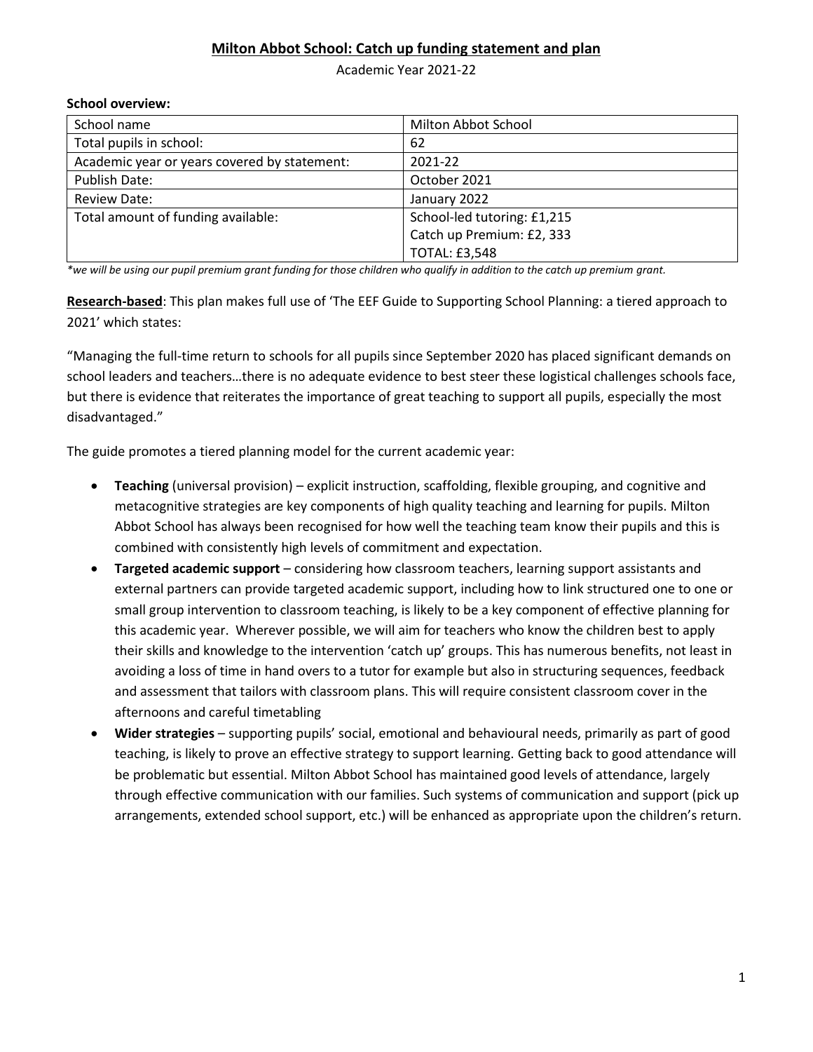# Milton Abbot School: Catch up funding statement and plan

Academic Year 2021-22

**School overview:**

| School name | Milton Abbot School |
| --- | --- |
| Total pupils in school: | 62 |
| Academic year or years covered by statement: | 2021-22 |
| Publish Date: | October 2021 |
| Review Date: | January 2022 |
| Total amount of funding available: | School-led tutoring: £1,215<br>Catch up Premium: £2, 333<br>TOTAL: £3,548 |

*\*we will be using our pupil premium grant funding for those children who qualify in addition to the catch up premium grant.*

**Research-based**: This plan makes full use of 'The EEF Guide to Supporting School Planning: a tiered approach to 2021' which states:

"Managing the full-time return to schools for all pupils since September 2020 has placed significant demands on school leaders and teachers…there is no adequate evidence to best steer these logistical challenges schools face, but there is evidence that reiterates the importance of great teaching to support all pupils, especially the most disadvantaged."

The guide promotes a tiered planning model for the current academic year:

- **Teaching** (universal provision) – explicit instruction, scaffolding, flexible grouping, and cognitive and metacognitive strategies are key components of high quality teaching and learning for pupils. Milton Abbot School has always been recognised for how well the teaching team know their pupils and this is combined with consistently high levels of commitment and expectation.
- **Targeted academic support** – considering how classroom teachers, learning support assistants and external partners can provide targeted academic support, including how to link structured one to one or small group intervention to classroom teaching, is likely to be a key component of effective planning for this academic year. Wherever possible, we will aim for teachers who know the children best to apply their skills and knowledge to the intervention 'catch up' groups. This has numerous benefits, not least in avoiding a loss of time in hand overs to a tutor for example but also in structuring sequences, feedback and assessment that tailors with classroom plans. This will require consistent classroom cover in the afternoons and careful timetabling
- **Wider strategies** – supporting pupils' social, emotional and behavioural needs, primarily as part of good teaching, is likely to prove an effective strategy to support learning. Getting back to good attendance will be problematic but essential. Milton Abbot School has maintained good levels of attendance, largely through effective communication with our families. Such systems of communication and support (pick up arrangements, extended school support, etc.) will be enhanced as appropriate upon the children's return.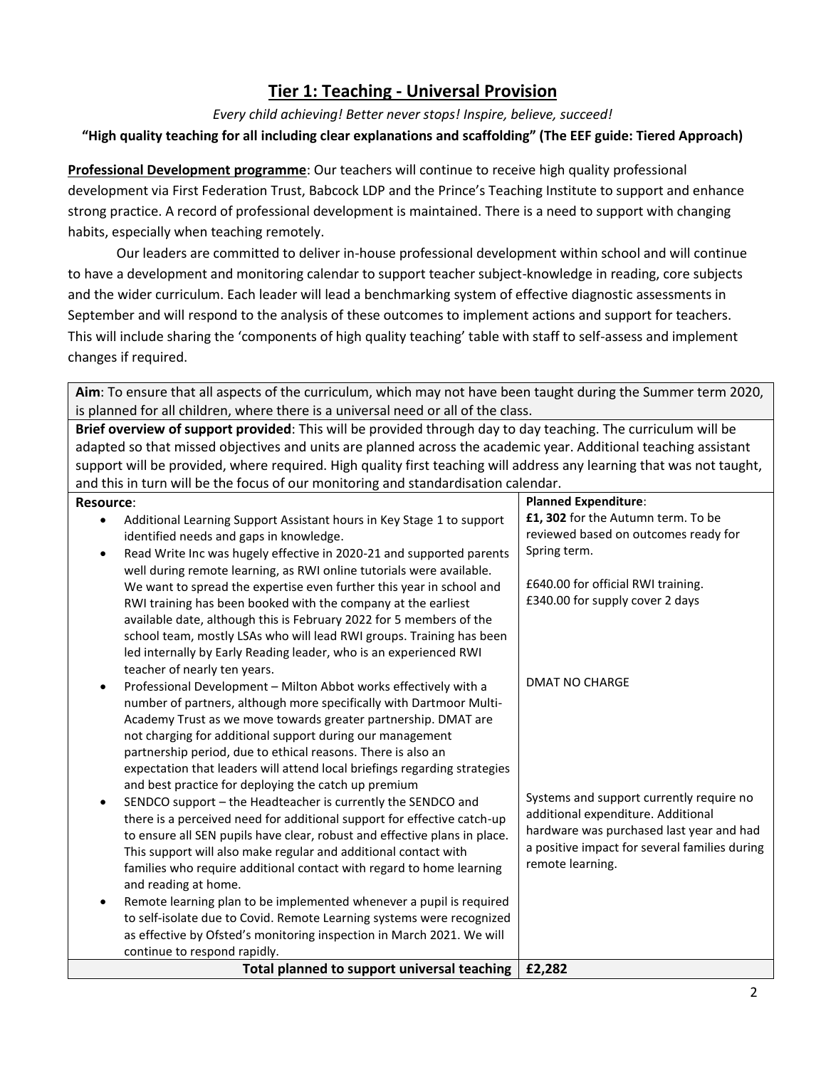# Tier 1: Teaching - Universal Provision

*Every child achieving! Better never stops! Inspire, believe, succeed!*

**"High quality teaching for all including clear explanations and scaffolding" (The EEF guide: Tiered Approach)**

**Professional Development programme**: Our teachers will continue to receive high quality professional development via First Federation Trust, Babcock LDP and the Prince's Teaching Institute to support and enhance strong practice. A record of professional development is maintained. There is a need to support with changing habits, especially when teaching remotely.

Our leaders are committed to deliver in-house professional development within school and will continue to have a development and monitoring calendar to support teacher subject-knowledge in reading, core subjects and the wider curriculum. Each leader will lead a benchmarking system of effective diagnostic assessments in September and will respond to the analysis of these outcomes to implement actions and support for teachers. This will include sharing the 'components of high quality teaching' table with staff to self-assess and implement changes if required.

| **Aim**: To ensure that all aspects of the curriculum, which may not have been taught during the Summer term 2020, is planned for all children, where there is a universal need or all of the class. | |
|---|---|
| **Brief overview of support provided**: This will be provided through day to day teaching. The curriculum will be adapted so that missed objectives and units are planned across the academic year. Additional teaching assistant support will be provided, where required. High quality first teaching will address any learning that was not taught, and this in turn will be the focus of our monitoring and standardisation calendar. | |
| **Resource**: | **Planned Expenditure**: |
| • Additional Learning Support Assistant hours in Key Stage 1 to support identified needs and gaps in knowledge. | **£1, 302** for the Autumn term. To be reviewed based on outcomes ready for Spring term. |
| • Read Write Inc was hugely effective in 2020-21 and supported parents well during remote learning, as RWI online tutorials were available. We want to spread the expertise even further this year in school and RWI training has been booked with the company at the earliest available date, although this is February 2022 for 5 members of the school team, mostly LSAs who will lead RWI groups. Training has been led internally by Early Reading leader, who is an experienced RWI teacher of nearly ten years. | £640.00 for official RWI training.<br>£340.00 for supply cover 2 days |
| • Professional Development – Milton Abbot works effectively with a number of partners, although more specifically with Dartmoor Multi-Academy Trust as we move towards greater partnership. DMAT are not charging for additional support during our management partnership period, due to ethical reasons. There is also an expectation that leaders will attend local briefings regarding strategies and best practice for deploying the catch up premium | DMAT NO CHARGE |
| • SENDCO support – the Headteacher is currently the SENDCO and there is a perceived need for additional support for effective catch-up to ensure all SEN pupils have clear, robust and effective plans in place. This support will also make regular and additional contact with families who require additional contact with regard to home learning and reading at home.<br>• Remote learning plan to be implemented whenever a pupil is required to self-isolate due to Covid. Remote Learning systems were recognized as effective by Ofsted's monitoring inspection in March 2021. We will continue to respond rapidly. | Systems and support currently require no additional expenditure. Additional hardware was purchased last year and had a positive impact for several families during remote learning. |
| **Total planned to support universal teaching** | **£2,282** |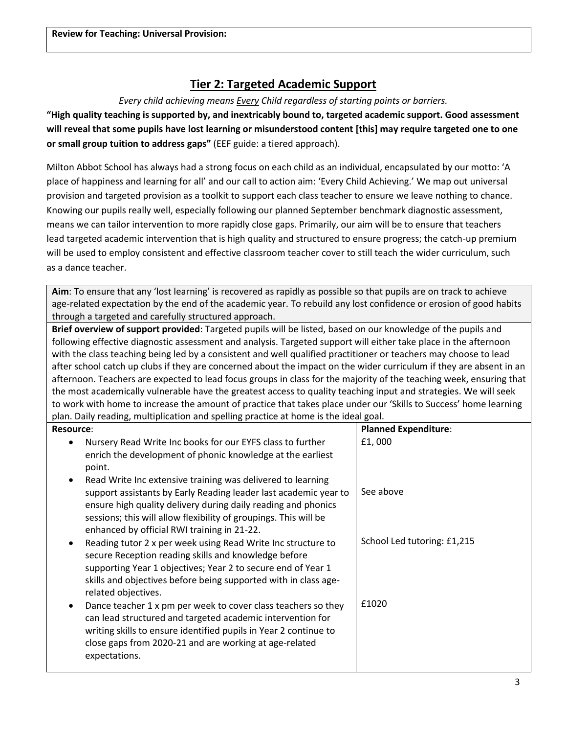| **Review for Teaching: Universal Provision:** |
|---|
| |

## Tier 2: Targeted Academic Support

*Every child achieving means Every Child regardless of starting points or barriers.*

**"High quality teaching is supported by, and inextricably bound to, targeted academic support. Good assessment will reveal that some pupils have lost learning or misunderstood content [this] may require targeted one to one or small group tuition to address gaps"** (EEF guide: a tiered approach).

Milton Abbot School has always had a strong focus on each child as an individual, encapsulated by our motto: 'A place of happiness and learning for all' and our call to action aim: 'Every Child Achieving.' We map out universal provision and targeted provision as a toolkit to support each class teacher to ensure we leave nothing to chance. Knowing our pupils really well, especially following our planned September benchmark diagnostic assessment, means we can tailor intervention to more rapidly close gaps. Primarily, our aim will be to ensure that teachers lead targeted academic intervention that is high quality and structured to ensure progress; the catch-up premium will be used to employ consistent and effective classroom teacher cover to still teach the wider curriculum, such as a dance teacher.

**Aim**: To ensure that any 'lost learning' is recovered as rapidly as possible so that pupils are on track to achieve age-related expectation by the end of the academic year. To rebuild any lost confidence or erosion of good habits through a targeted and carefully structured approach.

**Brief overview of support provided**: Targeted pupils will be listed, based on our knowledge of the pupils and following effective diagnostic assessment and analysis. Targeted support will either take place in the afternoon with the class teaching being led by a consistent and well qualified practitioner or teachers may choose to lead after school catch up clubs if they are concerned about the impact on the wider curriculum if they are absent in an afternoon. Teachers are expected to lead focus groups in class for the majority of the teaching week, ensuring that the most academically vulnerable have the greatest access to quality teaching input and strategies. We will seek to work with home to increase the amount of practice that takes place under our 'Skills to Success' home learning plan. Daily reading, multiplication and spelling practice at home is the ideal goal.

| **Resource**: | **Planned Expenditure**: |
|---|---|
| • Nursery Read Write Inc books for our EYFS class to further enrich the development of phonic knowledge at the earliest point. | £1, 000 |
| • Read Write Inc extensive training was delivered to learning support assistants by Early Reading leader last academic year to ensure high quality delivery during daily reading and phonics sessions; this will allow flexibility of groupings. This will be enhanced by official RWI training in 21-22. | See above |
| • Reading tutor 2 x per week using Read Write Inc structure to secure Reception reading skills and knowledge before supporting Year 1 objectives; Year 2 to secure end of Year 1 skills and objectives before being supported with in class age-related objectives. | School Led tutoring: £1,215 |
| • Dance teacher 1 x pm per week to cover class teachers so they can lead structured and targeted academic intervention for writing skills to ensure identified pupils in Year 2 continue to close gaps from 2020-21 and are working at age-related expectations. | £1020 |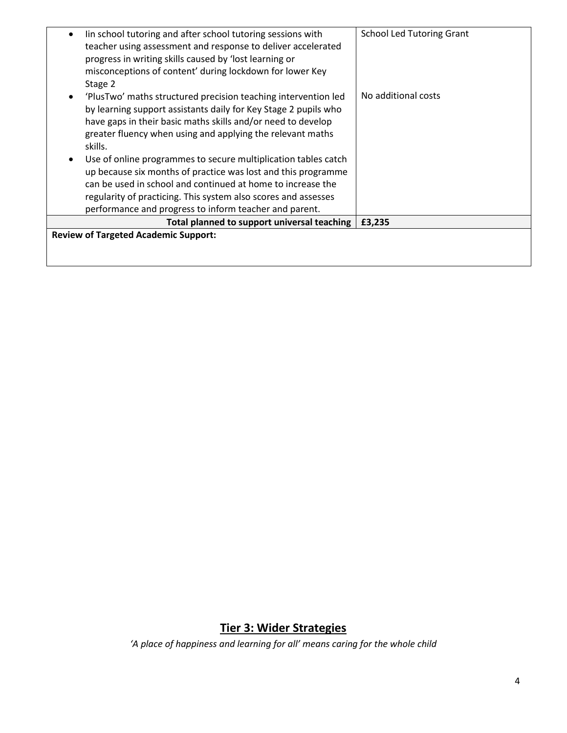| | |
|---|---|
| • Iin school tutoring and after school tutoring sessions with teacher using assessment and response to deliver accelerated progress in writing skills caused by 'lost learning or misconceptions of content' during lockdown for lower Key Stage 2<br>• 'PlusTwo' maths structured precision teaching intervention led by learning support assistants daily for Key Stage 2 pupils who have gaps in their basic maths skills and/or need to develop greater fluency when using and applying the relevant maths skills.<br>• Use of online programmes to secure multiplication tables catch up because six months of practice was lost and this programme can be used in school and continued at home to increase the regularity of practicing. This system also scores and assesses performance and progress to inform teacher and parent. | School Led Tutoring Grant<br><br><br><br><br>No additional costs |
| **Total planned to support universal teaching** | **£3,235** |
| **Review of Targeted Academic Support:** | |

## Tier 3: Wider Strategies

*'A place of happiness and learning for all' means caring for the whole child*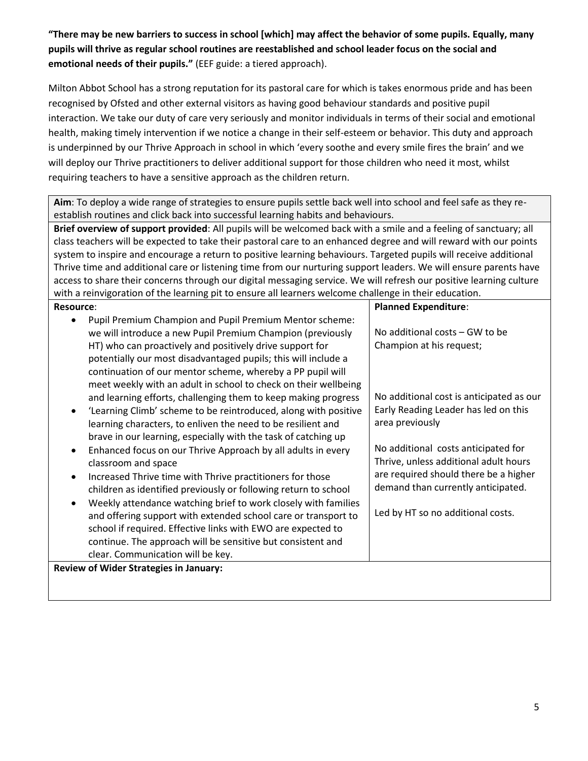**"There may be new barriers to success in school [which] may affect the behavior of some pupils. Equally, many pupils will thrive as regular school routines are reestablished and school leader focus on the social and emotional needs of their pupils."** (EEF guide: a tiered approach).

Milton Abbot School has a strong reputation for its pastoral care for which is takes enormous pride and has been recognised by Ofsted and other external visitors as having good behaviour standards and positive pupil interaction. We take our duty of care very seriously and monitor individuals in terms of their social and emotional health, making timely intervention if we notice a change in their self-esteem or behavior. This duty and approach is underpinned by our Thrive Approach in school in which 'every soothe and every smile fires the brain' and we will deploy our Thrive practitioners to deliver additional support for those children who need it most, whilst requiring teachers to have a sensitive approach as the children return.

| | |
|---|---|
| **Aim**: To deploy a wide range of strategies to ensure pupils settle back well into school and feel safe as they re-establish routines and click back into successful learning habits and behaviours. | |
| **Brief overview of support provided**: All pupils will be welcomed back with a smile and a feeling of sanctuary; all class teachers will be expected to take their pastoral care to an enhanced degree and will reward with our points system to inspire and encourage a return to positive learning behaviours. Targeted pupils will receive additional Thrive time and additional care or listening time from our nurturing support leaders. We will ensure parents have access to share their concerns through our digital messaging service. We will refresh our positive learning culture with a reinvigoration of the learning pit to ensure all learners welcome challenge in their education. | |
| **Resource**: | **Planned Expenditure**: |
| • Pupil Premium Champion and Pupil Premium Mentor scheme: we will introduce a new Pupil Premium Champion (previously HT) who can proactively and positively drive support for potentially our most disadvantaged pupils; this will include a continuation of our mentor scheme, whereby a PP pupil will meet weekly with an adult in school to check on their wellbeing and learning efforts, challenging them to keep making progress | No additional costs – GW to be Champion at his request; |
| • 'Learning Climb' scheme to be reintroduced, along with positive learning characters, to enliven the need to be resilient and brave in our learning, especially with the task of catching up | No additional cost is anticipated as our Early Reading Leader has led on this area previously |
| • Enhanced focus on our Thrive Approach by all adults in every classroom and space<br>• Increased Thrive time with Thrive practitioners for those children as identified previously or following return to school | No additional costs anticipated for Thrive, unless additional adult hours are required should there be a higher demand than currently anticipated. |
| • Weekly attendance watching brief to work closely with families and offering support with extended school care or transport to school if required. Effective links with EWO are expected to continue. The approach will be sensitive but consistent and clear. Communication will be key. | Led by HT so no additional costs. |
| **Review of Wider Strategies in January:** | |